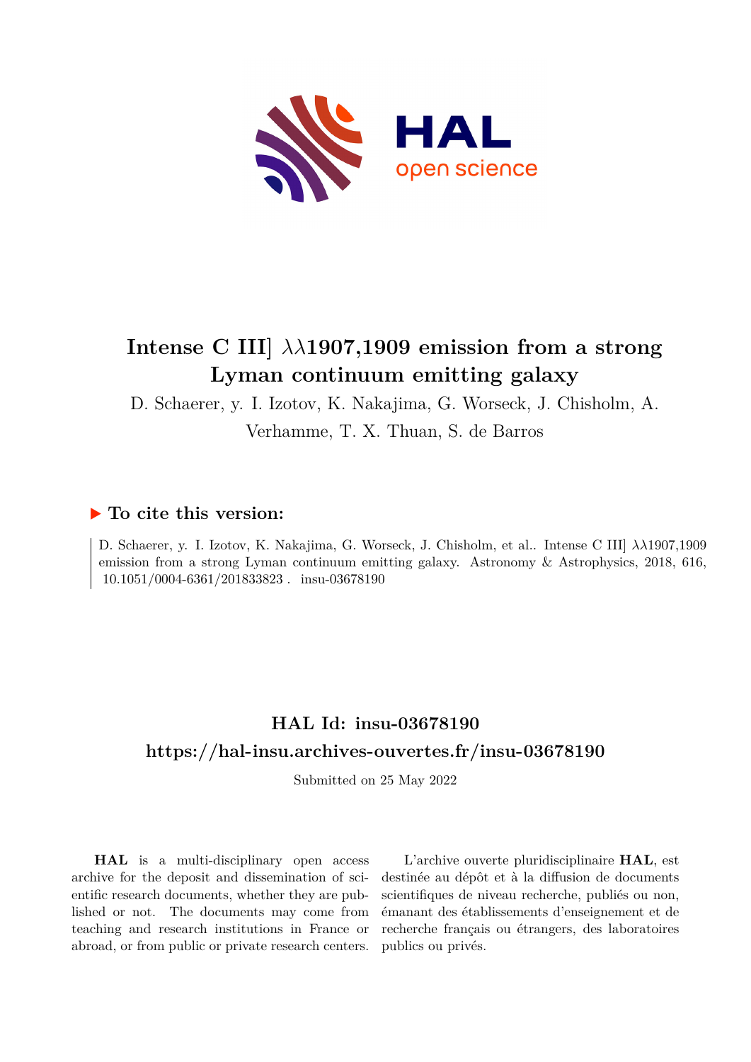# Intense C III] $\lambda\lambda$1907,1909 emission from a strong Lyman continuum emitting galaxy

D. Schaerer, y. I. Izotov, K. Nakajima, G. Worseck, J. Chisholm, A. Verhamme, T. X. Thuan, S. de Barros

## ▶ To cite this version:

D. Schaerer, y. I. Izotov, K. Nakajima, G. Worseck, J. Chisholm, et al.. Intense C III] $\lambda\lambda$1907,1909 emission from a strong Lyman continuum emitting galaxy. Astronomy & Astrophysics, 2018, 616, 10.1051/0004-6361/201833823 . insu-03678190

## HAL Id: insu-03678190

## https://hal-insu.archives-ouvertes.fr/insu-03678190

Submitted on 25 May 2022

**HAL** is a multi-disciplinary open access archive for the deposit and dissemination of scientific research documents, whether they are published or not. The documents may come from teaching and research institutions in France or abroad, or from public or private research centers.

L'archive ouverte pluridisciplinaire **HAL**, est destinée au dépôt et à la diffusion de documents scientifiques de niveau recherche, publiés ou non, émanant des établissements d'enseignement et de recherche français ou étrangers, des laboratoires publics ou privés.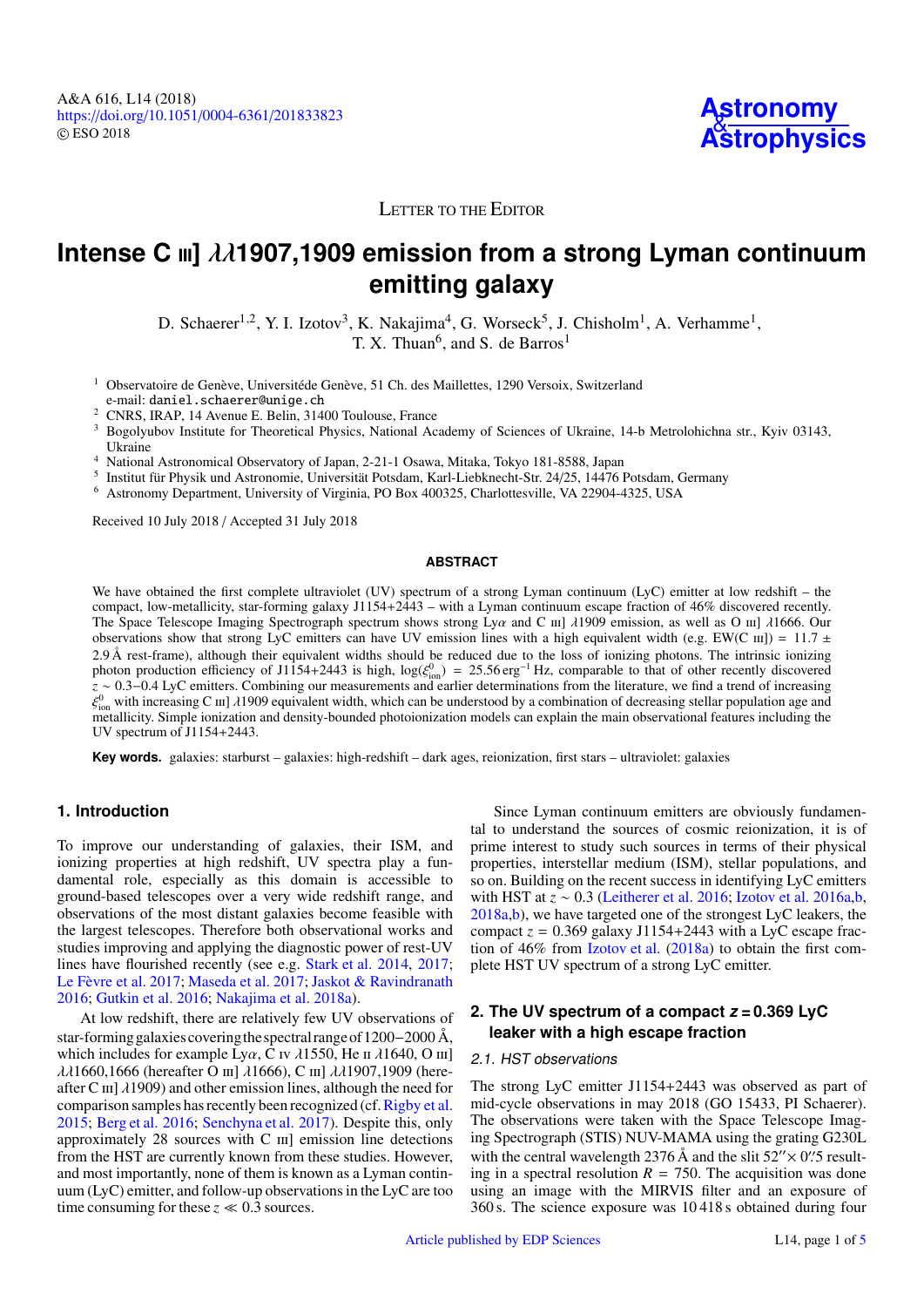LETTER TO THE EDITOR

# Intense C iii] $\lambda\lambda$1907,1909 emission from a strong Lyman continuum emitting galaxy

D. Schaerer[1,2], Y. I. Izotov[3], K. Nakajima[4], G. Worseck[5], J. Chisholm[1], A. Verhamme[1], T. X. Thuan[6], and S. de Barros[1]

[1] Observatoire de Genève, Universitéde Genève, 51 Ch. des Maillettes, 1290 Versoix, Switzerland
e-mail: daniel.schaerer@unige.ch

[2] CNRS, IRAP, 14 Avenue E. Belin, 31400 Toulouse, France

[3] Bogolyubov Institute for Theoretical Physics, National Academy of Sciences of Ukraine, 14-b Metrolohichna str., Kyiv 03143, Ukraine

[4] National Astronomical Observatory of Japan, 2-21-1 Osawa, Mitaka, Tokyo 181-8588, Japan

[5] Institut für Physik und Astronomie, Universität Potsdam, Karl-Liebknecht-Str. 24/25, 14476 Potsdam, Germany

[6] Astronomy Department, University of Virginia, PO Box 400325, Charlottesville, VA 22904-4325, USA

Received 10 July 2018 / Accepted 31 July 2018

## ABSTRACT

We have obtained the first complete ultraviolet (UV) spectrum of a strong Lyman continuum (LyC) emitter at low redshift – the compact, low-metallicity, star-forming galaxy J1154+2443 – with a Lyman continuum escape fraction of 46% discovered recently. The Space Telescope Imaging Spectrograph spectrum shows strong Ly$\alpha$ and C iii] $\lambda$1909 emission, as well as O iii] $\lambda$1666. Our observations show that strong LyC emitters can have UV emission lines with a high equivalent width (e.g. EW(C iii]) = 11.7 ± 2.9 Å rest-frame), although their equivalent widths should be reduced due to the loss of ionizing photons. The intrinsic ionizing photon production efficiency of J1154+2443 is high, $\log(\xi^0_{\rm ion}) = 25.56\,{\rm erg}^{-1}$ Hz, comparable to that of other recently discovered $z \sim 0.3$–$0.4$ LyC emitters. Combining our measurements and earlier determinations from the literature, we find a trend of increasing $\xi^0_{\rm ion}$ with increasing C iii] $\lambda$1909 equivalent width, which can be understood by a combination of decreasing stellar population age and metallicity. Simple ionization and density-bounded photoionization models can explain the main observational features including the UV spectrum of J1154+2443.

**Key words.** galaxies: starburst – galaxies: high-redshift – dark ages, reionization, first stars – ultraviolet: galaxies

## 1. Introduction

To improve our understanding of galaxies, their ISM, and ionizing properties at high redshift, UV spectra play a fundamental role, especially as this domain is accessible to ground-based telescopes over a very wide redshift range, and observations of the most distant galaxies become feasible with the largest telescopes. Therefore both observational works and studies improving and applying the diagnostic power of rest-UV lines have flourished recently (see e.g. Stark et al. 2014, 2017; Le Fèvre et al. 2017; Maseda et al. 2017; Jaskot & Ravindranath 2016; Gutkin et al. 2016; Nakajima et al. 2018a).

At low redshift, there are relatively few UV observations of star-forming galaxies covering the spectral range of 1200−2000 Å, which includes for example Ly$\alpha$, C iv $\lambda$1550, He ii $\lambda$1640, O iii] $\lambda\lambda$1660,1666 (hereafter O iii] $\lambda$1666), C iii] $\lambda\lambda$1907,1909 (hereafter C iii] $\lambda$1909) and other emission lines, although the need for comparison samples has recently been recognized (cf. Rigby et al. 2015; Berg et al. 2016; Senchyna et al. 2017). Despite this, only approximately 28 sources with C iii] emission line detections from the HST are currently known from these studies. However, and most importantly, none of them is known as a Lyman continuum (LyC) emitter, and follow-up observations in the LyC are too time consuming for these $z \ll 0.3$ sources.

Since Lyman continuum emitters are obviously fundamental to understand the sources of cosmic reionization, it is of prime interest to study such sources in terms of their physical properties, interstellar medium (ISM), stellar populations, and so on. Building on the recent success in identifying LyC emitters with HST at $z \sim 0.3$ (Leitherer et al. 2016; Izotov et al. 2016a,b, 2018a,b), we have targeted one of the strongest LyC leakers, the compact $z = 0.369$ galaxy J1154+2443 with a LyC escape fraction of 46% from Izotov et al. (2018a) to obtain the first complete HST UV spectrum of a strong LyC emitter.

## 2. The UV spectrum of a compact $z = 0.369$ LyC leaker with a high escape fraction

### 2.1. HST observations

The strong LyC emitter J1154+2443 was observed as part of mid-cycle observations in may 2018 (GO 15433, PI Schaerer). The observations were taken with the Space Telescope Imaging Spectrograph (STIS) NUV-MAMA using the grating G230L with the central wavelength 2376 Å and the slit 52″× 0″.5 resulting in a spectral resolution $R$ = 750. The acquisition was done using an image with the MIRVIS filter and an exposure of 360 s. The science exposure was 10 418 s obtained during four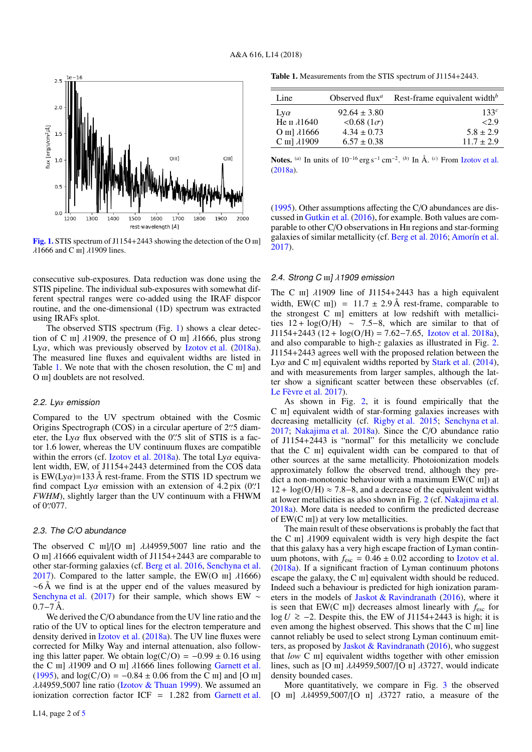Fig. 1. STIS spectrum of J1154+2443 showing the detection of the O III] $\lambda$1666 and C III] $\lambda$1909 lines.

consecutive sub-exposures. Data reduction was done using the STIS pipeline. The individual sub-exposures with somewhat different spectral ranges were co-added using the IRAF dispcor routine, and the one-dimensional (1D) spectrum was extracted using IRAFs splot.

The observed STIS spectrum (Fig. 1) shows a clear detection of C III] $\lambda$1909, the presence of O III] $\lambda$1666, plus strong Ly$\alpha$, which was previously observed by Izotov et al. (2018a). The measured line fluxes and equivalent widths are listed in Table 1. We note that with the chosen resolution, the C III] and O III] doublets are not resolved.

### 2.2. Ly$\alpha$ emission

Compared to the UV spectrum obtained with the Cosmic Origins Spectrograph (COS) in a circular aperture of 2.″5 diameter, the Ly$\alpha$ flux observed with the 0.″5 slit of STIS is a factor 1.6 lower, whereas the UV continuum fluxes are compatible within the errors (cf. Izotov et al. 2018a). The total Ly$\alpha$ equivalent width, EW, of J1154+2443 determined from the COS data is EW(Ly$\alpha$)=133 Å rest-frame. From the STIS 1D spectrum we find compact Ly$\alpha$ emission with an extension of 4.2 pix (0.″1 *FWHM*), slightly larger than the UV continuum with a FWHM of 0.″077.

### 2.3. The C/O abundance

The observed C III]/[O III] $\lambda\lambda$4959,5007 line ratio and the O III] $\lambda$1666 equivalent width of J1154+2443 are comparable to other star-forming galaxies (cf. Berg et al. 2016, Senchyna et al. 2017). Compared to the latter sample, the EW(O III] $\lambda$1666) $\sim$6 Å we find is at the upper end of the values measured by Senchyna et al. (2017) for their sample, which shows EW $\sim$ 0.7−7 Å.

We derived the C/O abundance from the UV line ratio and the ratio of the UV to optical lines for the electron temperature and density derived in Izotov et al. (2018a). The UV line fluxes were corrected for Milky Way and internal attenuation, also following this latter paper. We obtain log(C/O) = −0.99 ± 0.16 using the C III] $\lambda$1909 and O III] $\lambda$1666 lines following Garnett et al. (1995), and log(C/O) = −0.84 ± 0.06 from the C III] and [O III] $\lambda\lambda$4959,5007 line ratio (Izotov & Thuan 1999). We assumed an ionization correction factor ICF = 1.282 from Garnett et al. (1995). Other assumptions affecting the C/O abundances are discussed in Gutkin et al. (2016), for example. Both values are comparable to other C/O observations in HII regions and star-forming galaxies of similar metallicity (cf. Berg et al. 2016; Amorín et al. 2017).

**Table 1.** Measurements from the STIS spectrum of J1154+2443.

| Line | Observed flux[a] | Rest-frame equivalent width[b] |
|---|---|---|
| Ly$\alpha$ | 92.64 ± 3.80 | 133[c] |
| He II $\lambda$1640 | <0.68 (1$\sigma$) | <2.9 |
| O III] $\lambda$1666 | 4.34 ± 0.73 | 5.8 ± 2.9 |
| C III] $\lambda$1909 | 6.57 ± 0.38 | 11.7 ± 2.9 |

**Notes.** [a] In units of $10^{-16}$ erg s$^{-1}$ cm$^{-2}$. [b] In Å. [c] From Izotov et al. (2018a).

### 2.4. Strong C III] $\lambda$1909 emission

The C III] $\lambda$1909 line of J1154+2443 has a high equivalent width, EW(C III]) = 11.7 ± 2.9 Å rest-frame, comparable to the strongest C III] emitters at low redshift with metallicities 12 + log(O/H) $\sim$ 7.5–8, which are similar to that of J1154+2443 (12 + log(O/H) = 7.62–7.65, Izotov et al. 2018a), and also comparable to high-$z$ galaxies as illustrated in Fig. 2. J1154+2443 agrees well with the proposed relation between the Ly$\alpha$ and C III] equivalent widths reported by Stark et al. (2014), and with measurements from larger samples, although the latter show a significant scatter between these observables (cf. Le Fèvre et al. 2017).

As shown in Fig. 2, it is found empirically that the C III] equivalent width of star-forming galaxies increases with decreasing metallicity (cf. Rigby et al. 2015; Senchyna et al. 2017; Nakajima et al. 2018a). Since the C/O abundance ratio of J1154+2443 is "normal" for this metallicity we conclude that the C III] equivalent width can be compared to that of other sources at the same metallicity. Photoionization models approximately follow the observed trend, although they predict a non-monotonic behaviour with a maximum EW(C III]) at 12 + log(O/H) ≈ 7.8–8, and a decrease of the equivalent widths at lower metallicities as also shown in Fig. 2 (cf. Nakajima et al. 2018a). More data is needed to confirm the predicted decrease of EW(C III]) at very low metallicities.

The main result of these observations is probably the fact that the C III] $\lambda$1909 equivalent width is very high despite the fact that this galaxy has a very high escape fraction of Lyman continuum photons, with $f_{esc}$ = 0.46 ± 0.02 according to Izotov et al. (2018a). If a significant fraction of Lyman continuum photons escape the galaxy, the C III] equivalent width should be reduced. Indeed such a behaviour is predicted for high ionization parameters in the models of Jaskot & Ravindranath (2016), where it is seen that EW(C III]) decreases almost linearly with $f_{esc}$ for $\log U \gtrsim -2$. Despite this, the EW of J1154+2443 is high; it is even among the highest observed. This shows that the C III] line cannot reliably be used to select strong Lyman continuum emitters, as proposed by Jaskot & Ravindranath (2016), who suggest that *low* C III] equivalent widths together with other emission lines, such as [O III] $\lambda\lambda$4959,5007/[O II] $\lambda$3727, would indicate density bounded cases.

More quantitatively, we compare in Fig. 3 the observed [O III] $\lambda\lambda$4959,5007/[O II] $\lambda$3727 ratio, a measure of the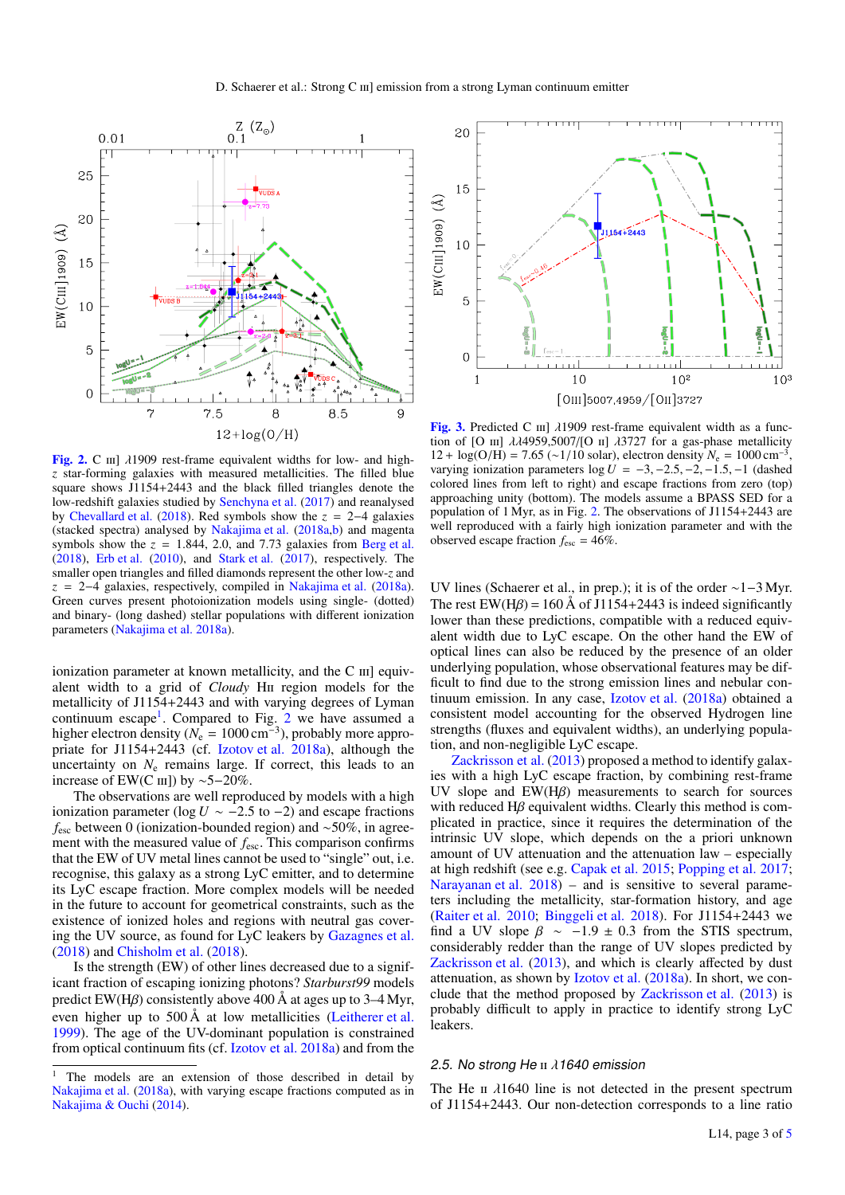**Fig. 2.** C III] $\lambda$1909 rest-frame equivalent widths for low- and high-$z$ star-forming galaxies with measured metallicities. The filled blue square shows J1154+2443 and the black filled triangles denote the low-redshift galaxies studied by Senchyna et al. (2017) and reanalysed by Chevallard et al. (2018). Red symbols show the $z$ = 2–4 galaxies (stacked spectra) analysed by Nakajima et al. (2018a,b) and magenta symbols show the $z$ = 1.844, 2.0, and 7.73 galaxies from Berg et al. (2018), Erb et al. (2010), and Stark et al. (2017), respectively. The smaller open triangles and filled diamonds represent the other low-$z$ and $z$ = 2–4 galaxies, respectively, compiled in Nakajima et al. (2018a). Green curves present photoionization models using single- (dotted) and binary- (long dashed) stellar populations with different ionization parameters (Nakajima et al. 2018a).

**Fig. 3.** Predicted C III] $\lambda$1909 rest-frame equivalent width as a function of [O III] $\lambda\lambda$4959,5007/[O II] $\lambda$3727 for a gas-phase metallicity $12 + \log(\mathrm{O/H}) = 7.65$ (∼1/10 solar), electron density $N_e = 1000\,\mathrm{cm}^{-3}$, varying ionization parameters $\log U = -3, -2.5, -2, -1.5, -1$ (dashed colored lines from left to right) and escape fractions from zero (top) approaching unity (bottom). The models assume a BPASS SED for a population of 1 Myr, as in Fig. 2. The observations of J1154+2443 are well reproduced with a fairly high ionization parameter and with the observed escape fraction $f_{\mathrm{esc}} = 46\%$.

ionization parameter at known metallicity, and the C III] equivalent width to a grid of *Cloudy* HII region models for the metallicity of J1154+2443 and with varying degrees of Lyman continuum escape[1]. Compared to Fig. 2 we have assumed a higher electron density ($N_e = 1000\,\mathrm{cm}^{-3}$), probably more appropriate for J1154+2443 (cf. Izotov et al. 2018a), although the uncertainty on $N_e$ remains large. If correct, this leads to an increase of EW(C III]) by ∼5−20%.

The observations are well reproduced by models with a high ionization parameter ($\log U \sim -2.5$ to $-2$) and escape fractions $f_{\mathrm{esc}}$ between 0 (ionization-bounded region) and ∼50%, in agreement with the measured value of $f_{\mathrm{esc}}$. This comparison confirms that the EW of UV metal lines cannot be used to "single" out, i.e. recognise, this galaxy as a strong LyC emitter, and to determine its LyC escape fraction. More complex models will be needed in the future to account for geometrical constraints, such as the existence of ionized holes and regions with neutral gas covering the UV source, as found for LyC leakers by Gazagnes et al. (2018) and Chisholm et al. (2018).

Is the strength (EW) of other lines decreased due to a significant fraction of escaping ionizing photons? *Starburst99* models predict EW(Hβ) consistently above 400 Å at ages up to 3–4 Myr, even higher up to 500 Å at low metallicities (Leitherer et al. 1999). The age of the UV-dominant population is constrained from optical continuum fits (cf. Izotov et al. 2018a) and from the UV lines (Schaerer et al., in prep.); it is of the order ∼1−3 Myr. The rest EW(Hβ) = 160 Å of J1154+2443 is indeed significantly lower than these predictions, compatible with a reduced equivalent width due to LyC escape. On the other hand the EW of optical lines can also be reduced by the presence of an older underlying population, whose observational features may be difficult to find due to the strong emission lines and nebular continuum emission. In any case, Izotov et al. (2018a) obtained a consistent model accounting for the observed Hydrogen line strengths (fluxes and equivalent widths), an underlying population, and non-negligible LyC escape.

Zackrisson et al. (2013) proposed a method to identify galaxies with a high LyC escape fraction, by combining rest-frame UV slope and EW(Hβ) measurements to search for sources with reduced Hβ equivalent widths. Clearly this method is complicated in practice, since it requires the determination of the intrinsic UV slope, which depends on the a priori unknown amount of UV attenuation and the attenuation law – especially at high redshift (see e.g. Capak et al. 2015; Popping et al. 2017; Narayanan et al. 2018) – and is sensitive to several parameters including the metallicity, star-formation history, and age (Raiter et al. 2010; Binggeli et al. 2018). For J1154+2443 we find a UV slope $\beta \sim -1.9 \pm 0.3$ from the STIS spectrum, considerably redder than the range of UV slopes predicted by Zackrisson et al. (2013), and which is clearly affected by dust attenuation, as shown by Izotov et al. (2018a). In short, we conclude that the method proposed by Zackrisson et al. (2013) is probably difficult to apply in practice to identify strong LyC leakers.

### 2.5. No strong He II $\lambda$1640 emission

The He II $\lambda$1640 line is not detected in the present spectrum of J1154+2443. Our non-detection corresponds to a line ratio

[1] The models are an extension of those described in detail by Nakajima et al. (2018a), with varying escape fractions computed as in Nakajima & Ouchi (2014).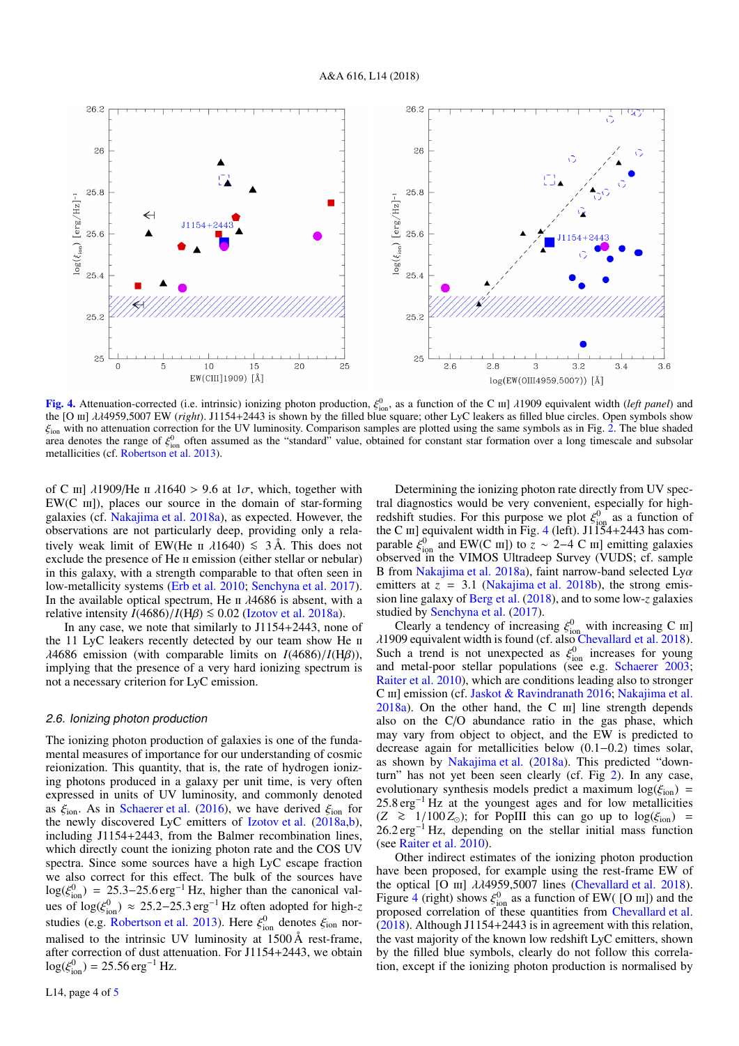**Fig. 4.** Attenuation-corrected (i.e. intrinsic) ionizing photon production, $\xi_{\rm ion}^0$, as a function of the C III] $\lambda$1909 equivalent width (*left panel*) and the [O III] $\lambda\lambda$4959,5007 EW (*right*). J1154+2443 is shown by the filled blue square; other LyC leakers as filled blue circles. Open symbols show $\xi_{\rm ion}$ with no attenuation correction for the UV luminosity. Comparison samples are plotted using the same symbols as in Fig. 2. The blue shaded area denotes the range of $\xi_{\rm ion}^0$ often assumed as the "standard" value, obtained for constant star formation over a long timescale and subsolar metallicities (cf. Robertson et al. 2013).

of C III] $\lambda$1909/He II $\lambda$1640 > 9.6 at $1\sigma$, which, together with EW(C III]), places our source in the domain of star-forming galaxies (cf. Nakajima et al. 2018a), as expected. However, the observations are not particularly deep, providing only a relatively weak limit of EW(He II $\lambda$1640) $\lesssim$ 3 Å. This does not exclude the presence of He II emission (either stellar or nebular) in this galaxy, with a strength comparable to that often seen in low-metallicity systems (Erb et al. 2010; Senchyna et al. 2017). In the available optical spectrum, He II $\lambda$4686 is absent, with a relative intensity $I(4686)/I(\mathrm{H}\beta) \lesssim 0.02$ (Izotov et al. 2018a).

In any case, we note that similarly to J1154+2443, none of the 11 LyC leakers recently detected by our team show He II $\lambda$4686 emission (with comparable limits on $I(4686)/I(\mathrm{H}\beta)$), implying that the presence of a very hard ionizing spectrum is not a necessary criterion for LyC emission.

### 2.6. Ionizing photon production

The ionizing photon production of galaxies is one of the fundamental measures of importance for our understanding of cosmic reionization. This quantity, that is, the rate of hydrogen ionizing photons produced in a galaxy per unit time, is very often expressed in units of UV luminosity, and commonly denoted as $\xi_{\rm ion}$. As in Schaerer et al. (2016), we have derived $\xi_{\rm ion}$ for the newly discovered LyC emitters of Izotov et al. (2018a,b), including J1154+2443, from the Balmer recombination lines, which directly count the ionizing photon rate and the COS UV spectra. Since some sources have a high LyC escape fraction we also correct for this effect. The bulk of the sources have $\log(\xi_{\rm ion}^0) = 25.3{-}25.6\,\mathrm{erg}^{-1}\,\mathrm{Hz}$, higher than the canonical values of $\log(\xi_{\rm ion}^0) \approx 25.2{-}25.3\,\mathrm{erg}^{-1}\,\mathrm{Hz}$ often adopted for high-$z$ studies (e.g. Robertson et al. 2013). Here $\xi_{\rm ion}^0$ denotes $\xi_{\rm ion}$ normalised to the intrinsic UV luminosity at 1500 Å rest-frame, after correction of dust attenuation. For J1154+2443, we obtain $\log(\xi_{\rm ion}^0) = 25.56\,\mathrm{erg}^{-1}\,\mathrm{Hz}$.

Determining the ionizing photon rate directly from UV spectral diagnostics would be very convenient, especially for high-redshift studies. For this purpose we plot $\xi_{\rm ion}^0$ as a function of the C III] equivalent width in Fig. 4 (left). J1154+2443 has comparable $\xi_{\rm ion}^0$ and EW(C III]) to $z \sim 2{-}4$ C III] emitting galaxies observed in the VIMOS Ultradeep Survey (VUDS; cf. sample B from Nakajima et al. 2018a), faint narrow-band selected Ly$\alpha$ emitters at $z = 3.1$ (Nakajima et al. 2018b), the strong emission line galaxy of Berg et al. (2018), and to some low-$z$ galaxies studied by Senchyna et al. (2017).

Clearly a tendency of increasing $\xi_{\rm ion}^0$ with increasing C III] $\lambda$1909 equivalent width is found (cf. also Chevallard et al. 2018). Such a trend is not unexpected as $\xi_{\rm ion}^0$ increases for young and metal-poor stellar populations (see e.g. Schaerer 2003; Raiter et al. 2010), which are conditions leading also to stronger C III] emission (cf. Jaskot & Ravindranath 2016; Nakajima et al. 2018a). On the other hand, the C III] line strength depends also on the C/O abundance ratio in the gas phase, which may vary from object to object, and the EW is predicted to decrease again for metallicities below (0.1−0.2) times solar, as shown by Nakajima et al. (2018a). This predicted "downturn" has not yet been seen clearly (cf. Fig 2). In any case, evolutionary synthesis models predict a maximum $\log(\xi_{\rm ion}) = 25.8\,\mathrm{erg}^{-1}\,\mathrm{Hz}$ at the youngest ages and for low metallicities ($Z \gtrsim 1/100\,Z_\odot$); for PopIII this can go up to $\log(\xi_{\rm ion}) = 26.2\,\mathrm{erg}^{-1}\,\mathrm{Hz}$, depending on the stellar initial mass function (see Raiter et al. 2010).

Other indirect estimates of the ionizing photon production have been proposed, for example using the rest-frame EW of the optical [O III] $\lambda\lambda$4959,5007 lines (Chevallard et al. 2018). Figure 4 (right) shows $\xi_{\rm ion}^0$ as a function of EW( [O III]) and the proposed correlation of these quantities from Chevallard et al. (2018). Although J1154+2443 is in agreement with this relation, the vast majority of the known low redshift LyC emitters, shown by the filled blue symbols, clearly do not follow this correlation, except if the ionizing photon production is normalised by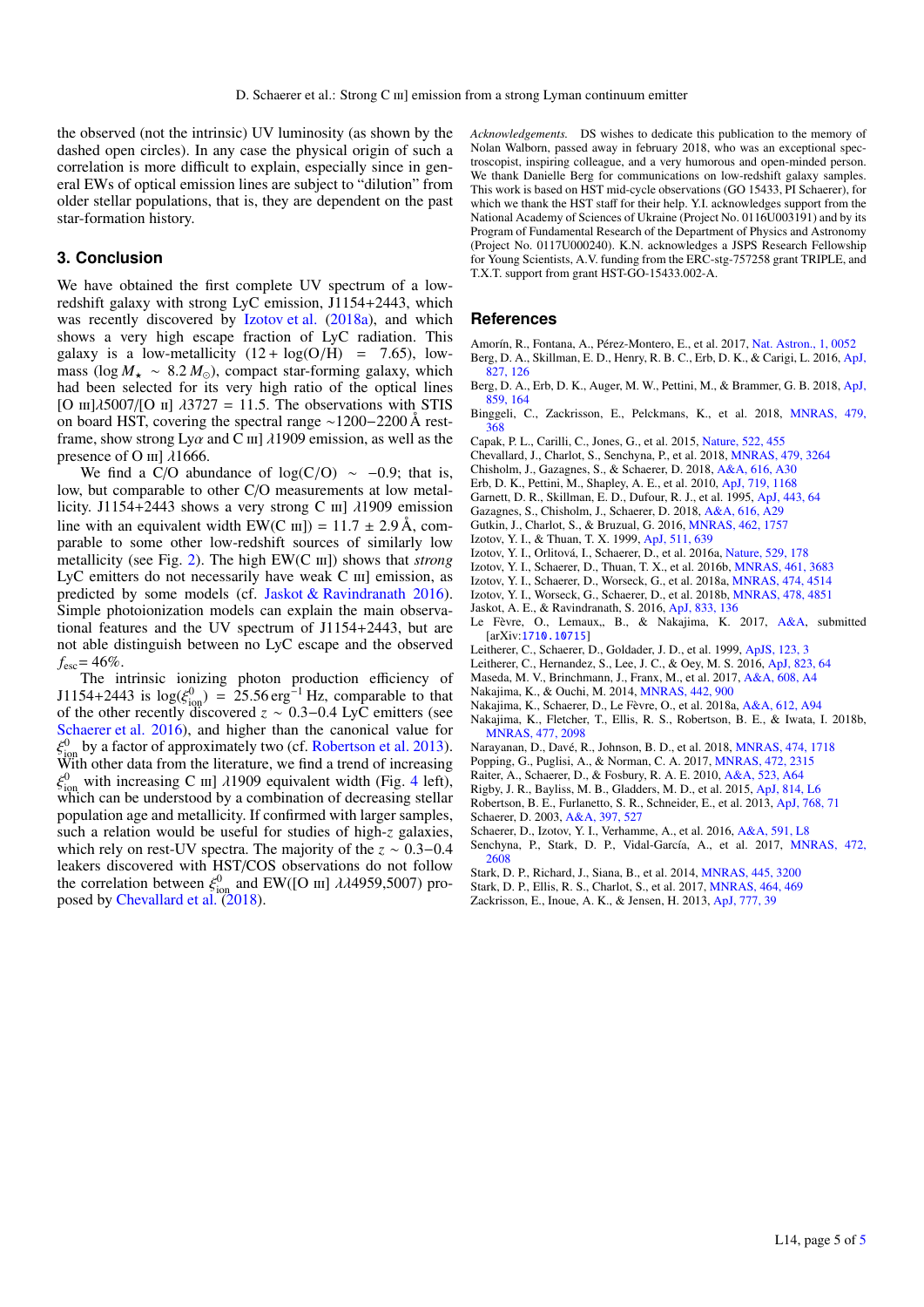the observed (not the intrinsic) UV luminosity (as shown by the dashed open circles). In any case the physical origin of such a correlation is more difficult to explain, especially since in general EWs of optical emission lines are subject to "dilution" from older stellar populations, that is, they are dependent on the past star-formation history.

## 3. Conclusion

We have obtained the first complete UV spectrum of a low-redshift galaxy with strong LyC emission, J1154+2443, which was recently discovered by Izotov et al. (2018a), and which shows a very high escape fraction of LyC radiation. This galaxy is a low-metallicity ($12 + \log(\mathrm{O/H}) = 7.65$), low-mass ($\log M_\star \sim 8.2\,M_\odot$), compact star-forming galaxy, which had been selected for its very high ratio of the optical lines [O III]λ5007/[O II] λ3727 = 11.5. The observations with STIS on board HST, covering the spectral range ∼1200−2200 Å rest-frame, show strong Lyα and C III] λ1909 emission, as well as the presence of O III] λ1666.

We find a C/O abundance of $\log(\mathrm{C/O}) \sim -0.9$; that is, low, but comparable to other C/O measurements at low metallicity. J1154+2443 shows a very strong C III] λ1909 emission line with an equivalent width EW(C III]) = 11.7 ± 2.9 Å, comparable to some other low-redshift sources of similarly low metallicity (see Fig. 2). The high EW(C III]) shows that *strong* LyC emitters do not necessarily have weak C III] emission, as predicted by some models (cf. Jaskot & Ravindranath 2016). Simple photoionization models can explain the main observational features and the UV spectrum of J1154+2443, but are not able distinguish between no LyC escape and the observed $f_{\mathrm{esc}} = 46\%$.

The intrinsic ionizing photon production efficiency of J1154+2443 is $\log(\xi^0_{\mathrm{ion}}) = 25.56\,\mathrm{erg}^{-1}\,\mathrm{Hz}$, comparable to that of the other recently discovered $z \sim 0.3$−0.4 LyC emitters (see Schaerer et al. 2016), and higher than the canonical value for $\xi^0_{\mathrm{ion}}$ by a factor of approximately two (cf. Robertson et al. 2013). With other data from the literature, we find a trend of increasing $\xi^0_{\mathrm{ion}}$ with increasing C III] λ1909 equivalent width (Fig. 4 left), which can be understood by a combination of decreasing stellar population age and metallicity. If confirmed with larger samples, such a relation would be useful for studies of high-$z$ galaxies, which rely on rest-UV spectra. The majority of the $z \sim 0.3$−0.4 leakers discovered with HST/COS observations do not follow the correlation between $\xi^0_{\mathrm{ion}}$ and EW([O III] λλ4959,5007) proposed by Chevallard et al. (2018).

*Acknowledgements.* DS wishes to dedicate this publication to the memory of Nolan Walborn, passed away in february 2018, who was an exceptional spectroscopist, inspiring colleague, and a very humorous and open-minded person. We thank Danielle Berg for communications on low-redshift galaxy samples. This work is based on HST mid-cycle observations (GO 15433, PI Schaerer), for which we thank the HST staff for their help. Y.I. acknowledges support from the National Academy of Sciences of Ukraine (Project No. 0116U003191) and by its Program of Fundamental Research of the Department of Physics and Astronomy (Project No. 0117U000240). K.N. acknowledges a JSPS Research Fellowship for Young Scientists, A.V. funding from the ERC-stg-757258 grant TRIPLE, and T.X.T. support from grant HST-GO-15433.002-A.

## References

Amorín, R., Fontana, A., Pérez-Montero, E., et al. 2017, Nat. Astron., 1, 0052
Berg, D. A., Skillman, E. D., Henry, R. B. C., Erb, D. K., & Carigi, L. 2016, ApJ, 827, 126
Berg, D. A., Erb, D. K., Auger, M. W., Pettini, M., & Brammer, G. B. 2018, ApJ, 859, 164
Binggeli, C., Zackrisson, E., Pelckmans, K., et al. 2018, MNRAS, 479, 368
Capak, P. L., Carilli, C., Jones, G., et al. 2015, Nature, 522, 455
Chevallard, J., Charlot, S., Senchyna, P., et al. 2018, MNRAS, 479, 3264
Chisholm, J., Gazagnes, S., & Schaerer, D. 2018, A&A, 616, A30
Erb, D. K., Pettini, M., Shapley, A. E., et al. 2010, ApJ, 719, 1168
Garnett, D. R., Skillman, E. D., Dufour, R. J., et al. 1995, ApJ, 443, 64
Gazagnes, S., Chisholm, J., Schaerer, D. 2018, A&A, 616, A29
Gutkin, J., Charlot, S., & Bruzual, G. 2016, MNRAS, 462, 1757
Izotov, Y. I., & Thuan, T. X. 1999, ApJ, 511, 639
Izotov, Y. I., Orlitová, I., Schaerer, D., et al. 2016a, Nature, 529, 178
Izotov, Y. I., Schaerer, D., Thuan, T. X., et al. 2016b, MNRAS, 461, 3683
Izotov, Y. I., Schaerer, D., Worseck, G., et al. 2018a, MNRAS, 474, 4514
Izotov, Y. I., Worseck, G., Schaerer, D., et al. 2018b, MNRAS, 478, 4851
Jaskot, A. E., & Ravindranath, S. 2016, ApJ, 833, 136
Le Fèvre, O., Lemaux,, B., & Nakajima, K. 2017, A&A, submitted [arXiv:1710.10715]
Leitherer, C., Schaerer, D., Goldader, J. D., et al. 1999, ApJS, 123, 3
Leitherer, C., Hernandez, S., Lee, J. C., & Oey, M. S. 2016, ApJ, 823, 64
Maseda, M. V., Brinchmann, J., Franx, M., et al. 2017, A&A, 608, A4
Nakajima, K., & Ouchi, M. 2014, MNRAS, 442, 900
Nakajima, K., Schaerer, D., Le Fèvre, O., et al. 2018a, A&A, 612, A94
Nakajima, K., Fletcher, T., Ellis, R. S., Robertson, B. E., & Iwata, I. 2018b, MNRAS, 477, 2098
Narayanan, D., Davé, R., Johnson, B. D., et al. 2018, MNRAS, 474, 1718
Popping, G., Puglisi, A., & Norman, C. A. 2017, MNRAS, 472, 2315
Raiter, A., Schaerer, D., & Fosbury, R. A. E. 2010, A&A, 523, A64
Rigby, J. R., Bayliss, M. B., Gladders, M. D., et al. 2015, ApJ, 814, L6
Robertson, B. E., Furlanetto, S. R., Schneider, E., et al. 2013, ApJ, 768, 71
Schaerer, D. 2003, A&A, 397, 527
Schaerer, D., Izotov, Y. I., Verhamme, A., et al. 2016, A&A, 591, L8
Senchyna, P., Stark, D. P., Vidal-García, A., et al. 2017, MNRAS, 472, 2608
Stark, D. P., Richard, J., Siana, B., et al. 2014, MNRAS, 445, 3200
Stark, D. P., Ellis, R. S., Charlot, S., et al. 2017, MNRAS, 464, 469
Zackrisson, E., Inoue, A. K., & Jensen, H. 2013, ApJ, 777, 39